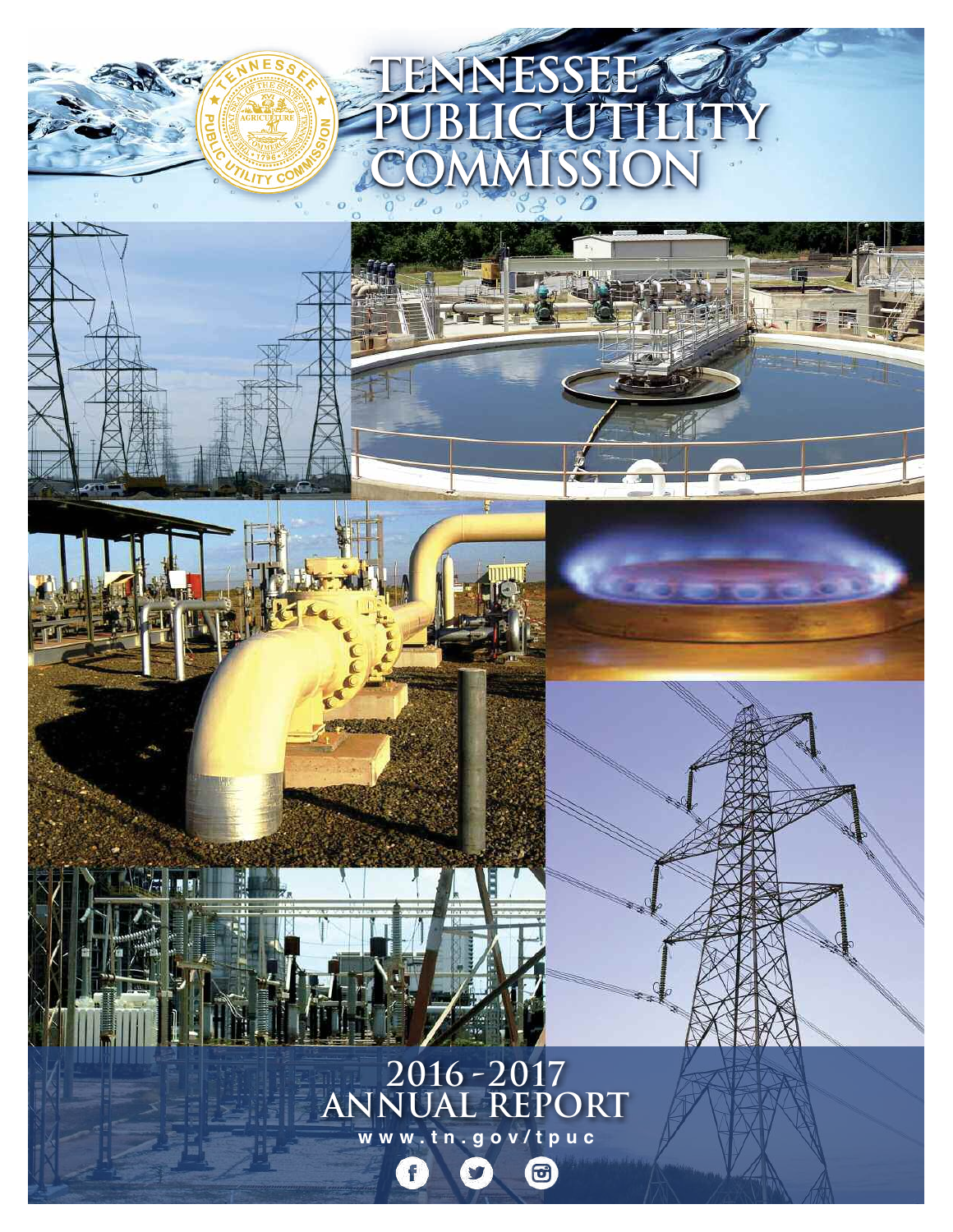# TENNESSEE PUBLIC UTILITY COMMISSION

## 2016 - 2017 ANNUAL REPORT

www.tn.gov/tpuc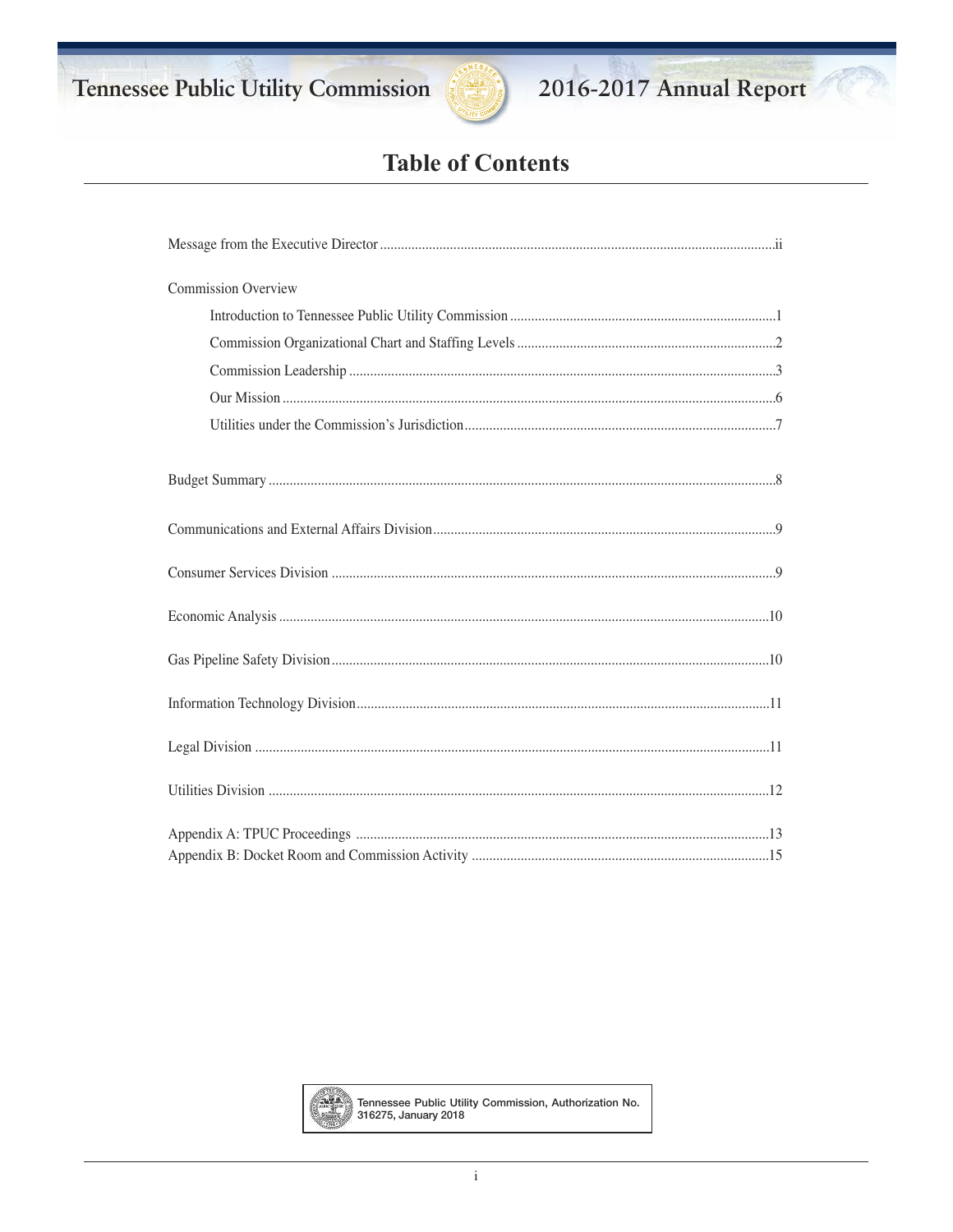# Table of Contents

Message from the Executive Director ................................................ii

Commission Overview

- Introduction to Tennessee Public Utility Commission ................................................1
- Commission Organizational Chart and Staffing Levels ................................................2
- Commission Leadership ................................................3
- Our Mission ................................................6
- Utilities under the Commission's Jurisdiction ................................................7

Budget Summary ................................................8

Communications and External Affairs Division ................................................9

Consumer Services Division ................................................9

Economic Analysis ................................................10

Gas Pipeline Safety Division ................................................10

Information Technology Division ................................................11

Legal Division ................................................11

Utilities Division ................................................12

Appendix A: TPUC Proceedings ................................................13

Appendix B: Docket Room and Commission Activity ................................................15

Tennessee Public Utility Commission, Authorization No. 316275, January 2018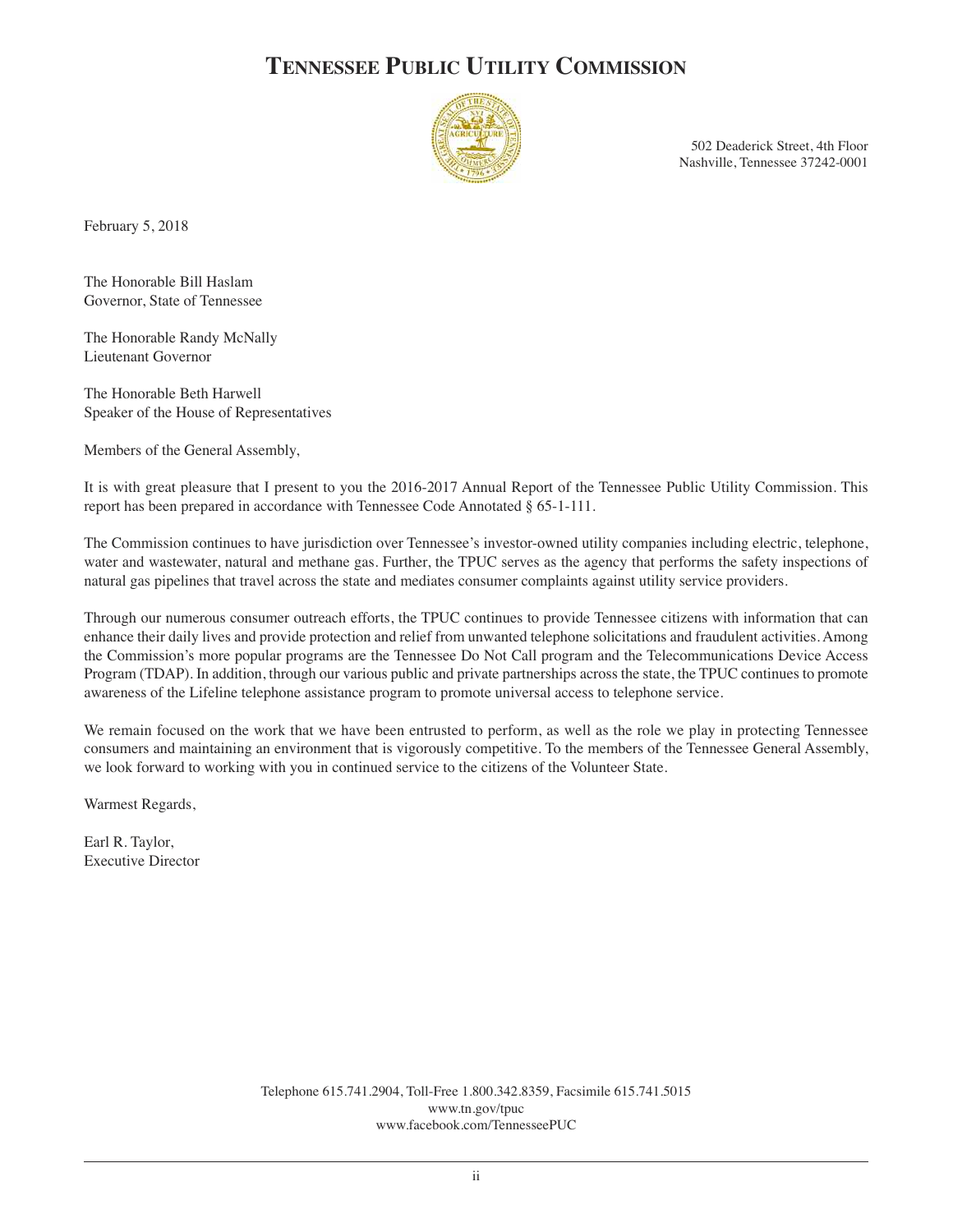# Tennessee Public Utility Commission

502 Deaderick Street, 4th Floor
Nashville, Tennessee 37242-0001

February 5, 2018

The Honorable Bill Haslam
Governor, State of Tennessee

The Honorable Randy McNally
Lieutenant Governor

The Honorable Beth Harwell
Speaker of the House of Representatives

Members of the General Assembly,

It is with great pleasure that I present to you the 2016-2017 Annual Report of the Tennessee Public Utility Commission. This report has been prepared in accordance with Tennessee Code Annotated § 65-1-111.

The Commission continues to have jurisdiction over Tennessee's investor-owned utility companies including electric, telephone, water and wastewater, natural and methane gas. Further, the TPUC serves as the agency that performs the safety inspections of natural gas pipelines that travel across the state and mediates consumer complaints against utility service providers.

Through our numerous consumer outreach efforts, the TPUC continues to provide Tennessee citizens with information that can enhance their daily lives and provide protection and relief from unwanted telephone solicitations and fraudulent activities. Among the Commission's more popular programs are the Tennessee Do Not Call program and the Telecommunications Device Access Program (TDAP). In addition, through our various public and private partnerships across the state, the TPUC continues to promote awareness of the Lifeline telephone assistance program to promote universal access to telephone service.

We remain focused on the work that we have been entrusted to perform, as well as the role we play in protecting Tennessee consumers and maintaining an environment that is vigorously competitive. To the members of the Tennessee General Assembly, we look forward to working with you in continued service to the citizens of the Volunteer State.

Warmest Regards,

Earl R. Taylor,
Executive Director

Telephone 615.741.2904, Toll-Free 1.800.342.8359, Facsimile 615.741.5015
www.tn.gov/tpuc
www.facebook.com/TennesseePUC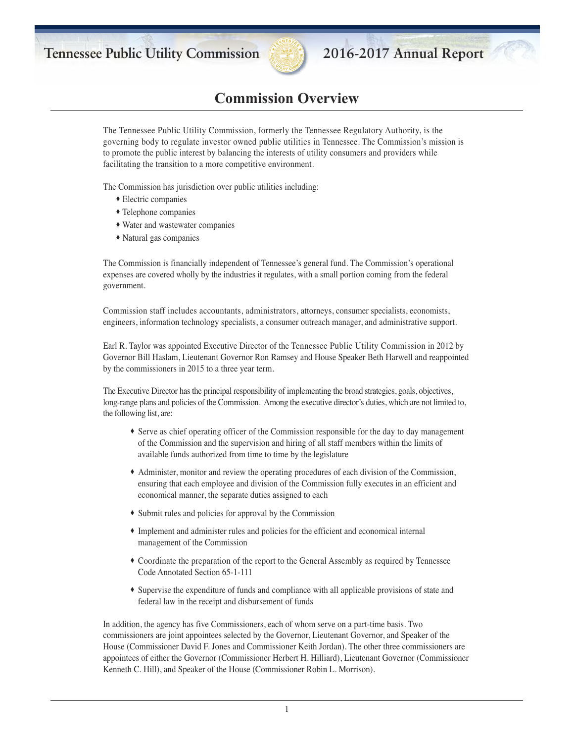# Commission Overview

The Tennessee Public Utility Commission, formerly the Tennessee Regulatory Authority, is the governing body to regulate investor owned public utilities in Tennessee. The Commission's mission is to promote the public interest by balancing the interests of utility consumers and providers while facilitating the transition to a more competitive environment.

The Commission has jurisdiction over public utilities including:

- Electric companies
- Telephone companies
- Water and wastewater companies
- Natural gas companies

The Commission is financially independent of Tennessee's general fund. The Commission's operational expenses are covered wholly by the industries it regulates, with a small portion coming from the federal government.

Commission staff includes accountants, administrators, attorneys, consumer specialists, economists, engineers, information technology specialists, a consumer outreach manager, and administrative support.

Earl R. Taylor was appointed Executive Director of the Tennessee Public Utility Commission in 2012 by Governor Bill Haslam, Lieutenant Governor Ron Ramsey and House Speaker Beth Harwell and reappointed by the commissioners in 2015 to a three year term.

The Executive Director has the principal responsibility of implementing the broad strategies, goals, objectives, long-range plans and policies of the Commission. Among the executive director's duties, which are not limited to, the following list, are:

- Serve as chief operating officer of the Commission responsible for the day to day management of the Commission and the supervision and hiring of all staff members within the limits of available funds authorized from time to time by the legislature
- Administer, monitor and review the operating procedures of each division of the Commission, ensuring that each employee and division of the Commission fully executes in an efficient and economical manner, the separate duties assigned to each
- Submit rules and policies for approval by the Commission
- Implement and administer rules and policies for the efficient and economical internal management of the Commission
- Coordinate the preparation of the report to the General Assembly as required by Tennessee Code Annotated Section 65-1-111
- Supervise the expenditure of funds and compliance with all applicable provisions of state and federal law in the receipt and disbursement of funds

In addition, the agency has five Commissioners, each of whom serve on a part-time basis. Two commissioners are joint appointees selected by the Governor, Lieutenant Governor, and Speaker of the House (Commissioner David F. Jones and Commissioner Keith Jordan). The other three commissioners are appointees of either the Governor (Commissioner Herbert H. Hilliard), Lieutenant Governor (Commissioner Kenneth C. Hill), and Speaker of the House (Commissioner Robin L. Morrison).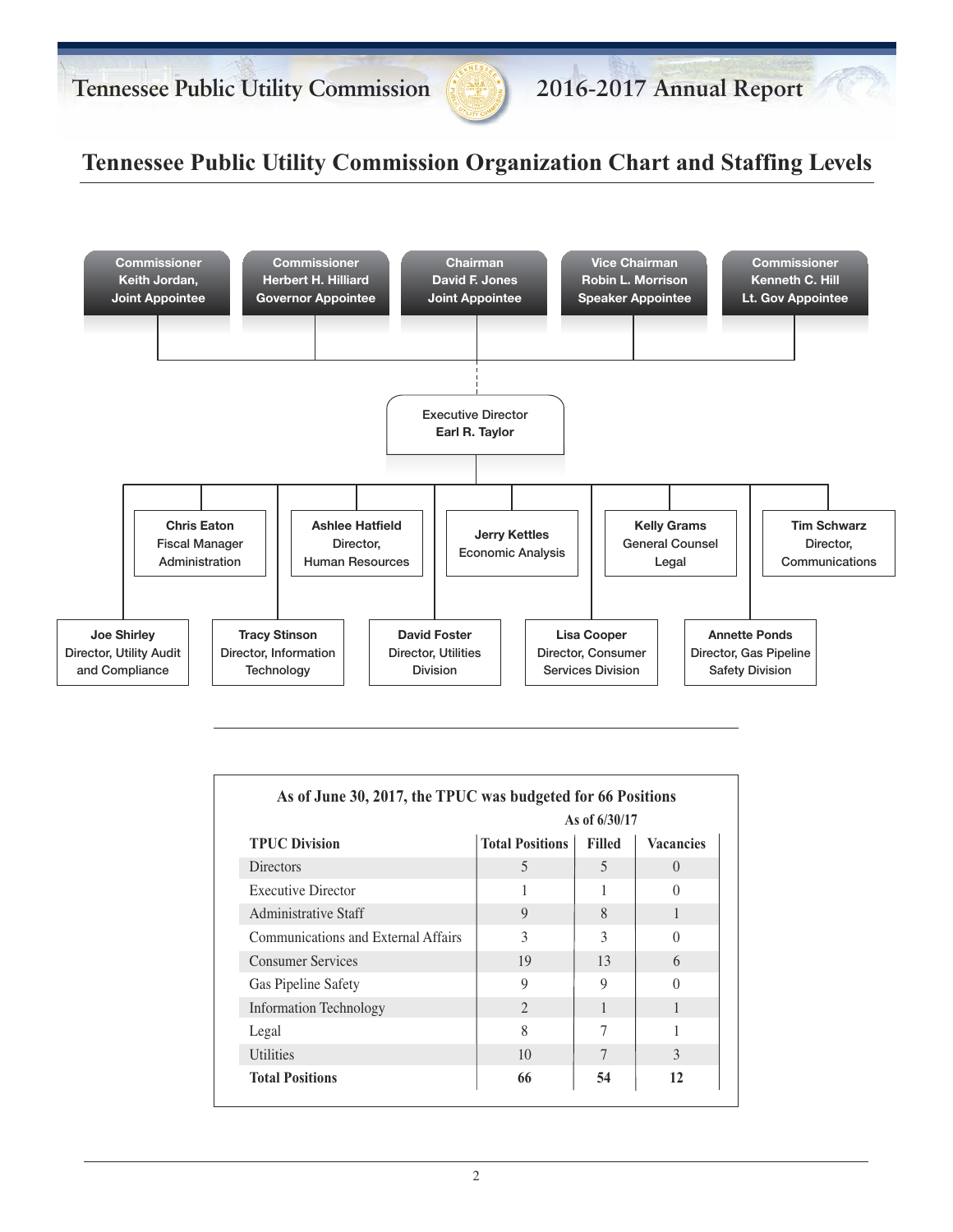# Tennessee Public Utility Commission Organization Chart and Staffing Levels

**Commissioner Keith Jordan, Joint Appointee**

**Commissioner Herbert H. Hilliard Governor Appointee**

**Chairman David F. Jones Joint Appointee**

**Vice Chairman Robin L. Morrison Speaker Appointee**

**Commissioner Kenneth C. Hill Lt. Gov Appointee**

Executive Director
**Earl R. Taylor**

**Chris Eaton**
Fiscal Manager
Administration

**Ashlee Hatfield**
Director,
Human Resources

**Jerry Kettles**
Economic Analysis

**Kelly Grams**
General Counsel
Legal

**Tim Schwarz**
Director,
Communications

**Joe Shirley**
Director, Utility Audit and Compliance

**Tracy Stinson**
Director, Information Technology

**David Foster**
Director, Utilities Division

**Lisa Cooper**
Director, Consumer Services Division

**Annette Ponds**
Director, Gas Pipeline Safety Division

**As of June 30, 2017, the TPUC was budgeted for 66 Positions**

| TPUC Division | Total Positions | Filled (As of 6/30/17) | Vacancies (As of 6/30/17) |
|---|---|---|---|
| Directors | 5 | 5 | 0 |
| Executive Director | 1 | 1 | 0 |
| Administrative Staff | 9 | 8 | 1 |
| Communications and External Affairs | 3 | 3 | 0 |
| Consumer Services | 19 | 13 | 6 |
| Gas Pipeline Safety | 9 | 9 | 0 |
| Information Technology | 2 | 1 | 1 |
| Legal | 8 | 7 | 1 |
| Utilities | 10 | 7 | 3 |
| **Total Positions** | **66** | **54** | **12** |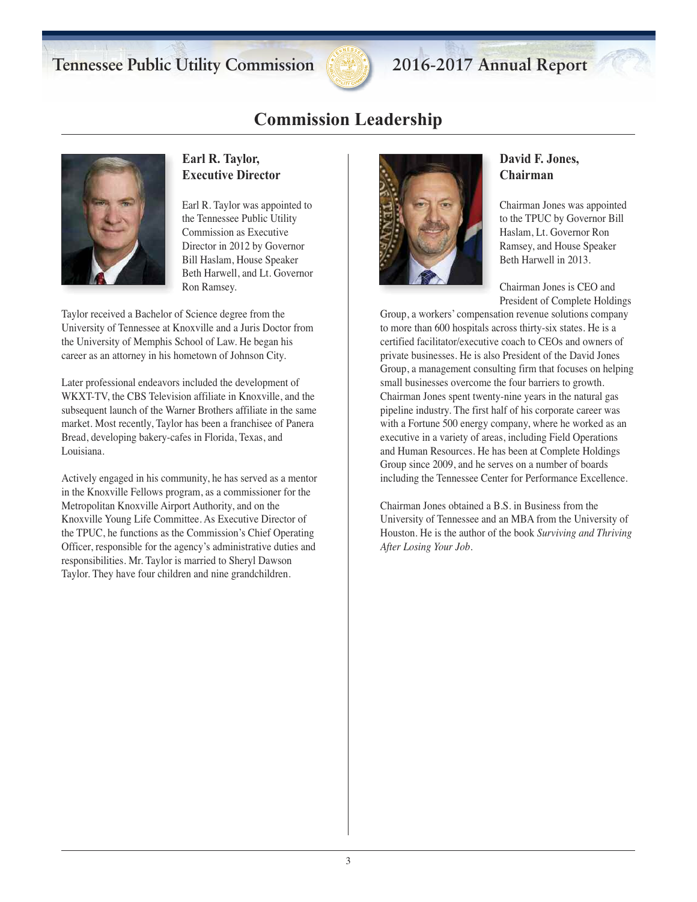# Commission Leadership

## Earl R. Taylor, Executive Director

Earl R. Taylor was appointed to the Tennessee Public Utility Commission as Executive Director in 2012 by Governor Bill Haslam, House Speaker Beth Harwell, and Lt. Governor Ron Ramsey.

Taylor received a Bachelor of Science degree from the University of Tennessee at Knoxville and a Juris Doctor from the University of Memphis School of Law. He began his career as an attorney in his hometown of Johnson City.

Later professional endeavors included the development of WKXT-TV, the CBS Television affiliate in Knoxville, and the subsequent launch of the Warner Brothers affiliate in the same market. Most recently, Taylor has been a franchisee of Panera Bread, developing bakery-cafes in Florida, Texas, and Louisiana.

Actively engaged in his community, he has served as a mentor in the Knoxville Fellows program, as a commissioner for the Metropolitan Knoxville Airport Authority, and on the Knoxville Young Life Committee. As Executive Director of the TPUC, he functions as the Commission's Chief Operating Officer, responsible for the agency's administrative duties and responsibilities. Mr. Taylor is married to Sheryl Dawson Taylor. They have four children and nine grandchildren.

## David F. Jones, Chairman

Chairman Jones was appointed to the TPUC by Governor Bill Haslam, Lt. Governor Ron Ramsey, and House Speaker Beth Harwell in 2013.

Chairman Jones is CEO and President of Complete Holdings Group, a workers' compensation revenue solutions company to more than 600 hospitals across thirty-six states. He is a certified facilitator/executive coach to CEOs and owners of private businesses. He is also President of the David Jones Group, a management consulting firm that focuses on helping small businesses overcome the four barriers to growth. Chairman Jones spent twenty-nine years in the natural gas pipeline industry. The first half of his corporate career was with a Fortune 500 energy company, where he worked as an executive in a variety of areas, including Field Operations and Human Resources. He has been at Complete Holdings Group since 2009, and he serves on a number of boards including the Tennessee Center for Performance Excellence.

Chairman Jones obtained a B.S. in Business from the University of Tennessee and an MBA from the University of Houston. He is the author of the book *Surviving and Thriving After Losing Your Job*.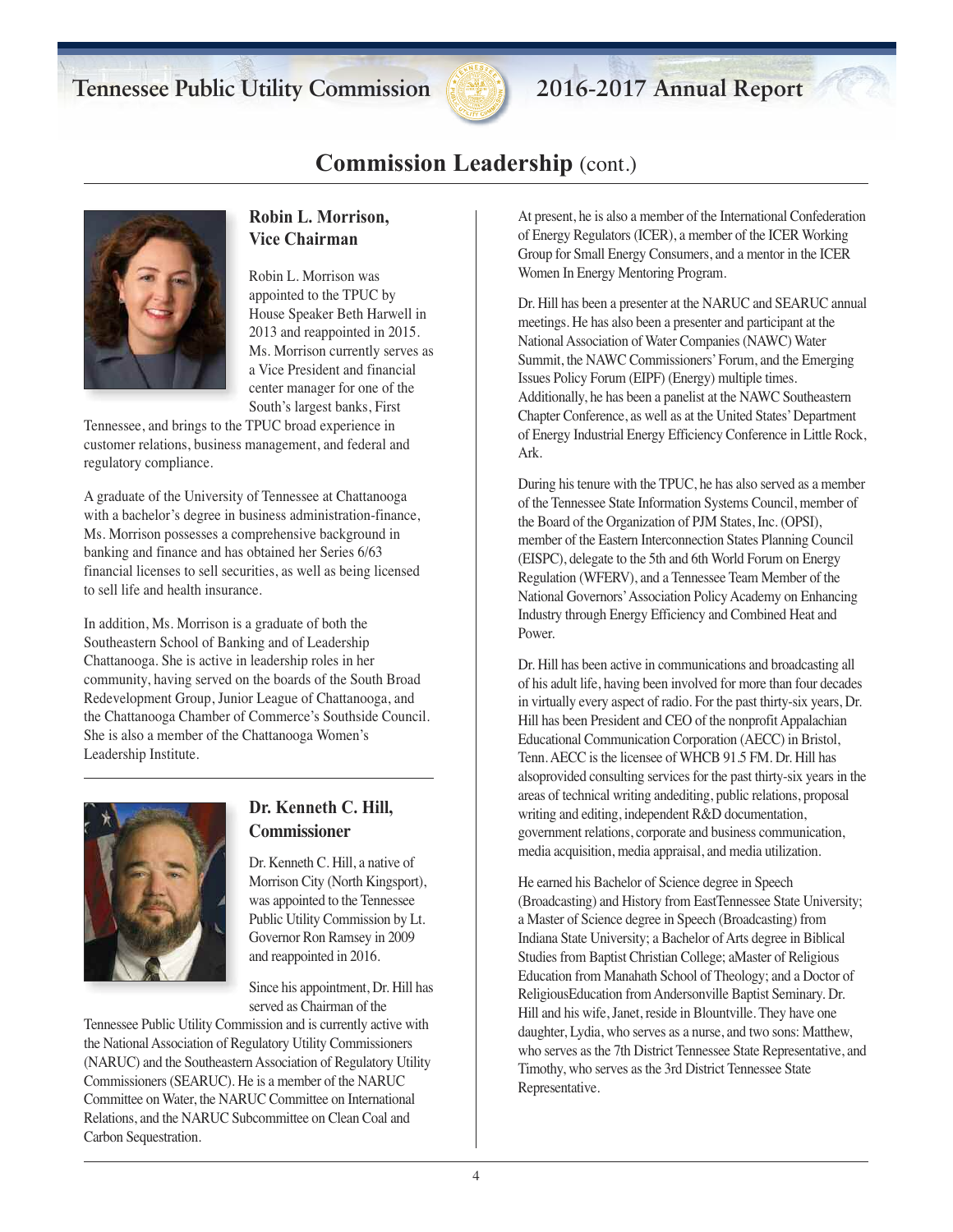## Commission Leadership (cont.)

### Robin L. Morrison, Vice Chairman

Robin L. Morrison was appointed to the TPUC by House Speaker Beth Harwell in 2013 and reappointed in 2015. Ms. Morrison currently serves as a Vice President and financial center manager for one of the South's largest banks, First Tennessee, and brings to the TPUC broad experience in customer relations, business management, and federal and regulatory compliance.

A graduate of the University of Tennessee at Chattanooga with a bachelor's degree in business administration-finance, Ms. Morrison possesses a comprehensive background in banking and finance and has obtained her Series 6/63 financial licenses to sell securities, as well as being licensed to sell life and health insurance.

In addition, Ms. Morrison is a graduate of both the Southeastern School of Banking and of Leadership Chattanooga. She is active in leadership roles in her community, having served on the boards of the South Broad Redevelopment Group, Junior League of Chattanooga, and the Chattanooga Chamber of Commerce's Southside Council. She is also a member of the Chattanooga Women's Leadership Institute.

### Dr. Kenneth C. Hill, Commissioner

Dr. Kenneth C. Hill, a native of Morrison City (North Kingsport), was appointed to the Tennessee Public Utility Commission by Lt. Governor Ron Ramsey in 2009 and reappointed in 2016.

Since his appointment, Dr. Hill has served as Chairman of the Tennessee Public Utility Commission and is currently active with the National Association of Regulatory Utility Commissioners (NARUC) and the Southeastern Association of Regulatory Utility Commissioners (SEARUC). He is a member of the NARUC Committee on Water, the NARUC Committee on International Relations, and the NARUC Subcommittee on Clean Coal and Carbon Sequestration.

At present, he is also a member of the International Confederation of Energy Regulators (ICER), a member of the ICER Working Group for Small Energy Consumers, and a mentor in the ICER Women In Energy Mentoring Program.

Dr. Hill has been a presenter at the NARUC and SEARUC annual meetings. He has also been a presenter and participant at the National Association of Water Companies (NAWC) Water Summit, the NAWC Commissioners' Forum, and the Emerging Issues Policy Forum (EIPF) (Energy) multiple times. Additionally, he has been a panelist at the NAWC Southeastern Chapter Conference, as well as at the United States' Department of Energy Industrial Energy Efficiency Conference in Little Rock, Ark.

During his tenure with the TPUC, he has also served as a member of the Tennessee State Information Systems Council, member of the Board of the Organization of PJM States, Inc. (OPSI), member of the Eastern Interconnection States Planning Council (EISPC), delegate to the 5th and 6th World Forum on Energy Regulation (WFERV), and a Tennessee Team Member of the National Governors' Association Policy Academy on Enhancing Industry through Energy Efficiency and Combined Heat and Power.

Dr. Hill has been active in communications and broadcasting all of his adult life, having been involved for more than four decades in virtually every aspect of radio. For the past thirty-six years, Dr. Hill has been President and CEO of the nonprofit Appalachian Educational Communication Corporation (AECC) in Bristol, Tenn. AECC is the licensee of WHCB 91.5 FM. Dr. Hill has alsoprovided consulting services for the past thirty-six years in the areas of technical writing andediting, public relations, proposal writing and editing, independent R&D documentation, government relations, corporate and business communication, media acquisition, media appraisal, and media utilization.

He earned his Bachelor of Science degree in Speech (Broadcasting) and History from EastTennessee State University; a Master of Science degree in Speech (Broadcasting) from Indiana State University; a Bachelor of Arts degree in Biblical Studies from Baptist Christian College; aMaster of Religious Education from Manahath School of Theology; and a Doctor of ReligiousEducation from Andersonville Baptist Seminary. Dr. Hill and his wife, Janet, reside in Blountville. They have one daughter, Lydia, who serves as a nurse, and two sons: Matthew, who serves as the 7th District Tennessee State Representative, and Timothy, who serves as the 3rd District Tennessee State Representative.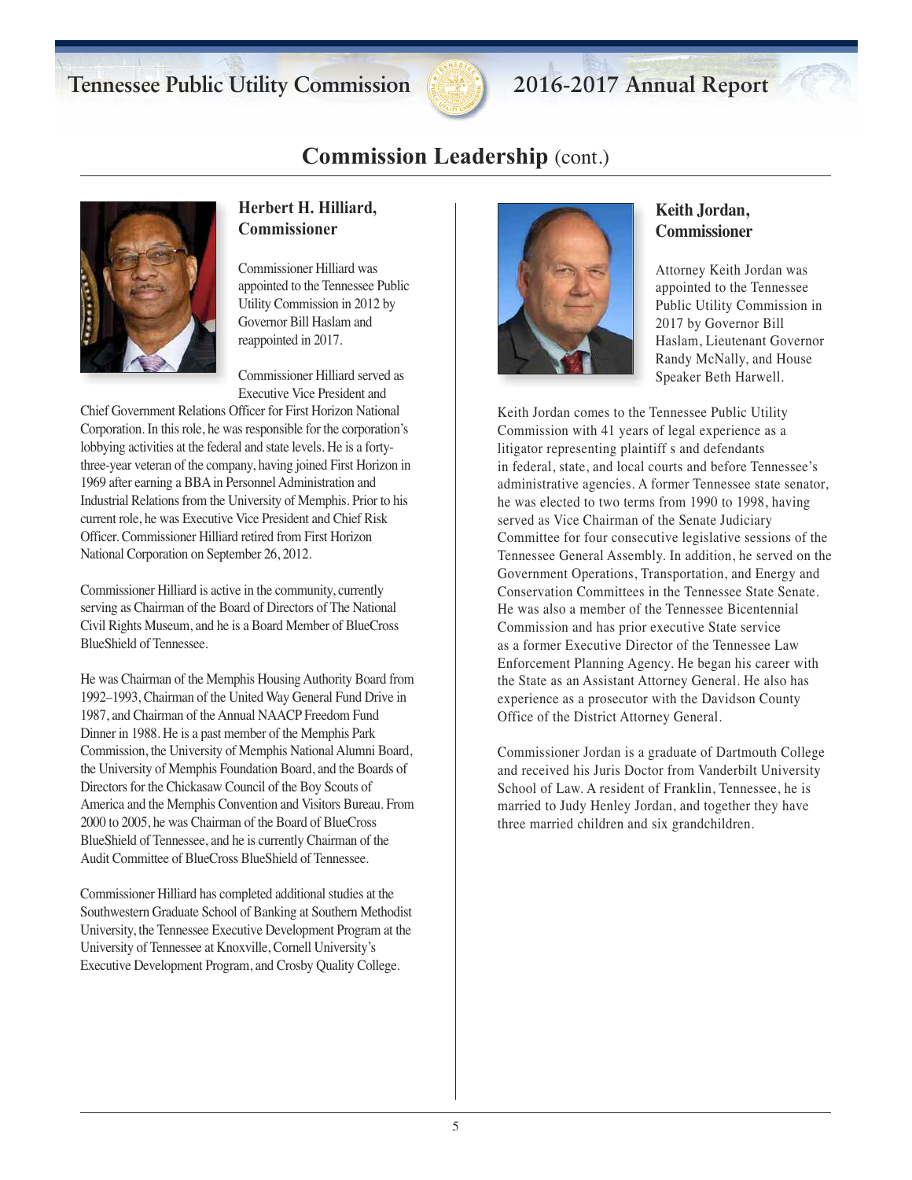## Commission Leadership (cont.)

### Herbert H. Hilliard, Commissioner

Commissioner Hilliard was appointed to the Tennessee Public Utility Commission in 2012 by Governor Bill Haslam and reappointed in 2017.

Commissioner Hilliard served as Executive Vice President and Chief Government Relations Officer for First Horizon National Corporation. In this role, he was responsible for the corporation's lobbying activities at the federal and state levels. He is a forty-three-year veteran of the company, having joined First Horizon in 1969 after earning a BBA in Personnel Administration and Industrial Relations from the University of Memphis. Prior to his current role, he was Executive Vice President and Chief Risk Officer. Commissioner Hilliard retired from First Horizon National Corporation on September 26, 2012.

Commissioner Hilliard is active in the community, currently serving as Chairman of the Board of Directors of The National Civil Rights Museum, and he is a Board Member of BlueCross BlueShield of Tennessee.

He was Chairman of the Memphis Housing Authority Board from 1992–1993, Chairman of the United Way General Fund Drive in 1987, and Chairman of the Annual NAACP Freedom Fund Dinner in 1988. He is a past member of the Memphis Park Commission, the University of Memphis National Alumni Board, the University of Memphis Foundation Board, and the Boards of Directors for the Chickasaw Council of the Boy Scouts of America and the Memphis Convention and Visitors Bureau. From 2000 to 2005, he was Chairman of the Board of BlueCross BlueShield of Tennessee, and he is currently Chairman of the Audit Committee of BlueCross BlueShield of Tennessee.

Commissioner Hilliard has completed additional studies at the Southwestern Graduate School of Banking at Southern Methodist University, the Tennessee Executive Development Program at the University of Tennessee at Knoxville, Cornell University's Executive Development Program, and Crosby Quality College.

### Keith Jordan, Commissioner

Attorney Keith Jordan was appointed to the Tennessee Public Utility Commission in 2017 by Governor Bill Haslam, Lieutenant Governor Randy McNally, and House Speaker Beth Harwell.

Keith Jordan comes to the Tennessee Public Utility Commission with 41 years of legal experience as a litigator representing plaintiff s and defendants in federal, state, and local courts and before Tennessee's administrative agencies. A former Tennessee state senator, he was elected to two terms from 1990 to 1998, having served as Vice Chairman of the Senate Judiciary Committee for four consecutive legislative sessions of the Tennessee General Assembly. In addition, he served on the Government Operations, Transportation, and Energy and Conservation Committees in the Tennessee State Senate. He was also a member of the Tennessee Bicentennial Commission and has prior executive State service as a former Executive Director of the Tennessee Law Enforcement Planning Agency. He began his career with the State as an Assistant Attorney General. He also has experience as a prosecutor with the Davidson County Office of the District Attorney General.

Commissioner Jordan is a graduate of Dartmouth College and received his Juris Doctor from Vanderbilt University School of Law. A resident of Franklin, Tennessee, he is married to Judy Henley Jordan, and together they have three married children and six grandchildren.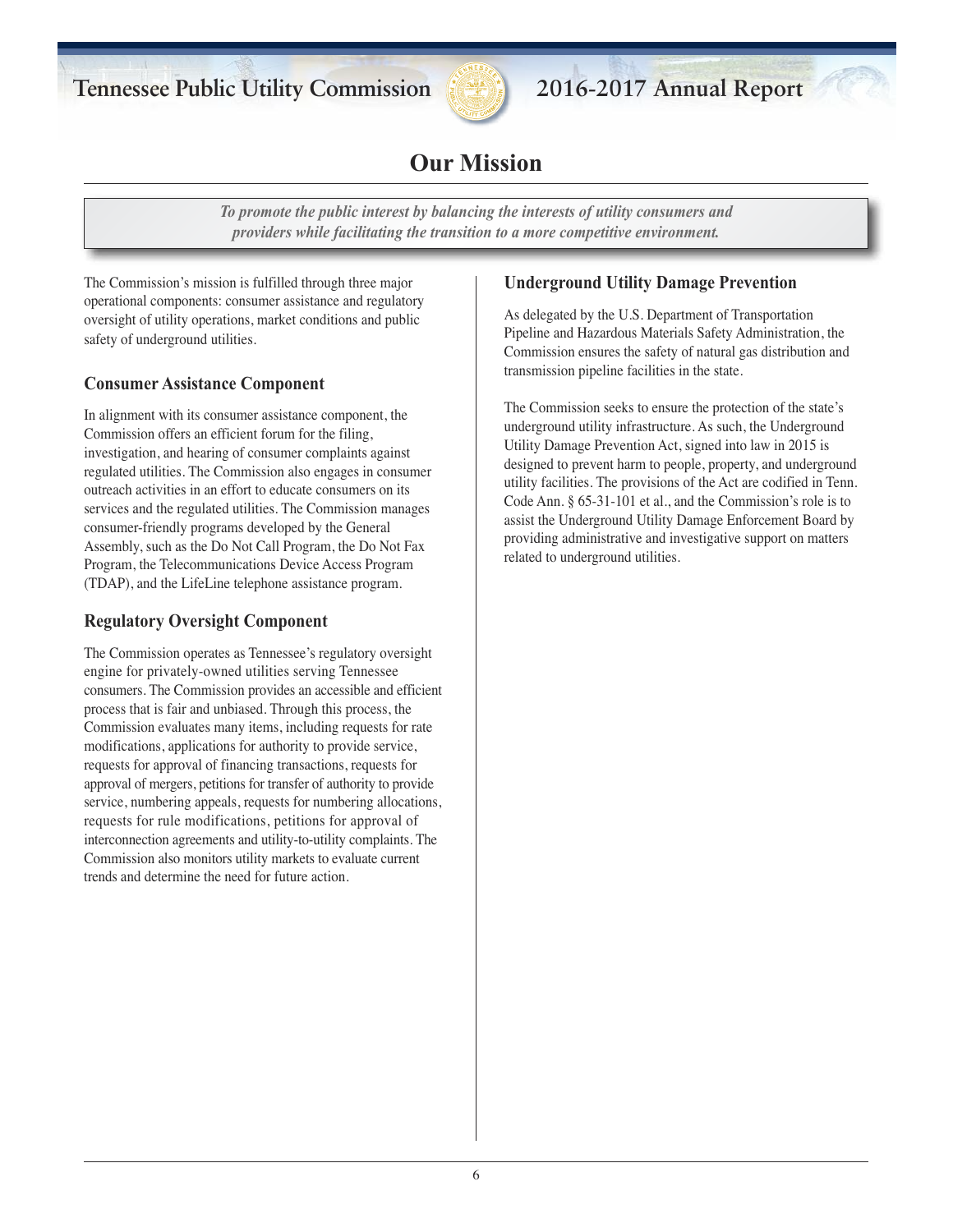# Our Mission

*To promote the public interest by balancing the interests of utility consumers and providers while facilitating the transition to a more competitive environment.*

The Commission's mission is fulfilled through three major operational components: consumer assistance and regulatory oversight of utility operations, market conditions and public safety of underground utilities.

## Consumer Assistance Component

In alignment with its consumer assistance component, the Commission offers an efficient forum for the filing, investigation, and hearing of consumer complaints against regulated utilities. The Commission also engages in consumer outreach activities in an effort to educate consumers on its services and the regulated utilities. The Commission manages consumer-friendly programs developed by the General Assembly, such as the Do Not Call Program, the Do Not Fax Program, the Telecommunications Device Access Program (TDAP), and the LifeLine telephone assistance program.

## Regulatory Oversight Component

The Commission operates as Tennessee's regulatory oversight engine for privately-owned utilities serving Tennessee consumers. The Commission provides an accessible and efficient process that is fair and unbiased. Through this process, the Commission evaluates many items, including requests for rate modifications, applications for authority to provide service, requests for approval of financing transactions, requests for approval of mergers, petitions for transfer of authority to provide service, numbering appeals, requests for numbering allocations, requests for rule modifications, petitions for approval of interconnection agreements and utility-to-utility complaints. The Commission also monitors utility markets to evaluate current trends and determine the need for future action.

## Underground Utility Damage Prevention

As delegated by the U.S. Department of Transportation Pipeline and Hazardous Materials Safety Administration, the Commission ensures the safety of natural gas distribution and transmission pipeline facilities in the state.

The Commission seeks to ensure the protection of the state's underground utility infrastructure. As such, the Underground Utility Damage Prevention Act, signed into law in 2015 is designed to prevent harm to people, property, and underground utility facilities. The provisions of the Act are codified in Tenn. Code Ann. § 65-31-101 et al., and the Commission's role is to assist the Underground Utility Damage Enforcement Board by providing administrative and investigative support on matters related to underground utilities.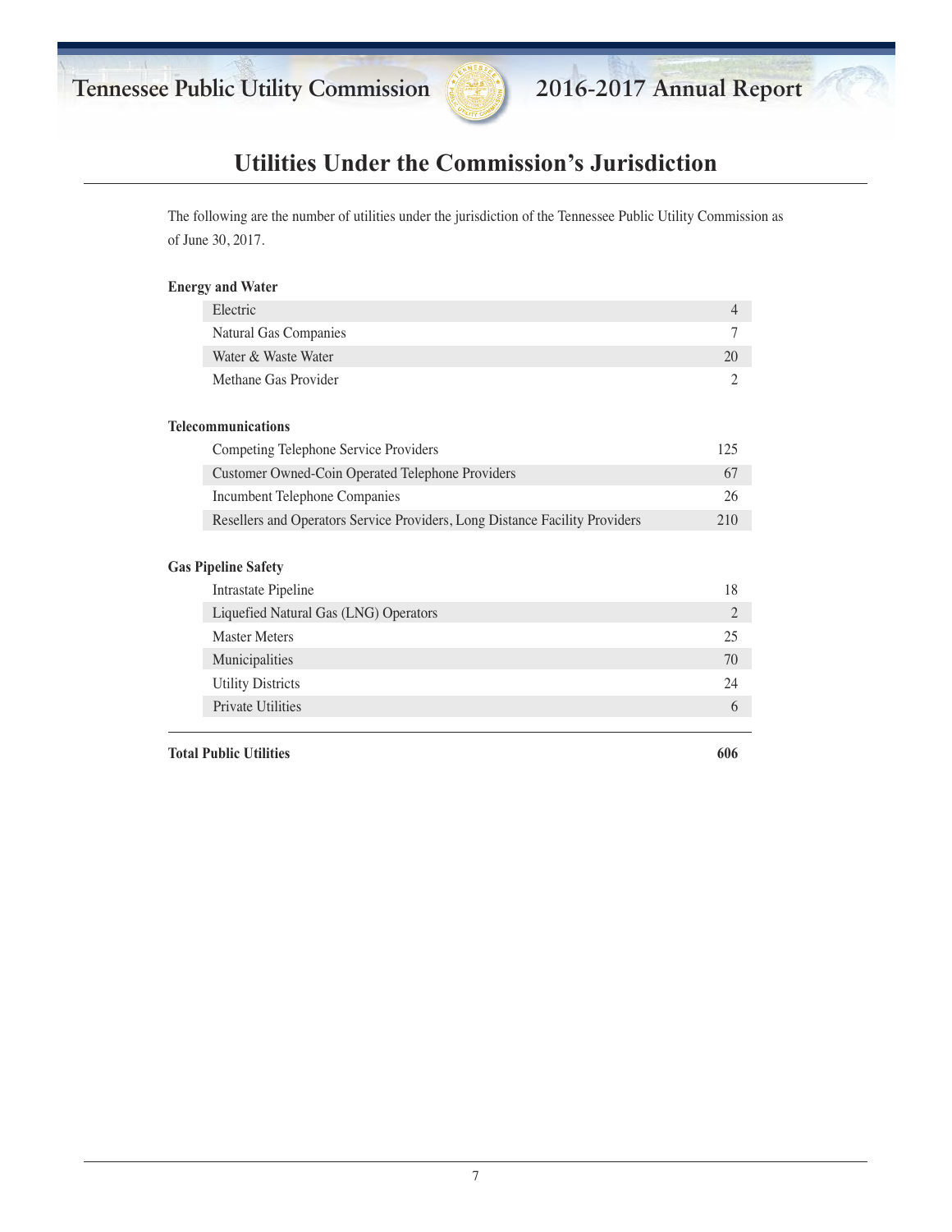# Utilities Under the Commission's Jurisdiction

The following are the number of utilities under the jurisdiction of the Tennessee Public Utility Commission as of June 30, 2017.

**Energy and Water**

| Category | Number |
|---|---|
| Electric | 4 |
| Natural Gas Companies | 7 |
| Water & Waste Water | 20 |
| Methane Gas Provider | 2 |

**Telecommunications**

| Category | Number |
|---|---|
| Competing Telephone Service Providers | 125 |
| Customer Owned-Coin Operated Telephone Providers | 67 |
| Incumbent Telephone Companies | 26 |
| Resellers and Operators Service Providers, Long Distance Facility Providers | 210 |

**Gas Pipeline Safety**

| Category | Number |
|---|---|
| Intrastate Pipeline | 18 |
| Liquefied Natural Gas (LNG) Operators | 2 |
| Master Meters | 25 |
| Municipalities | 70 |
| Utility Districts | 24 |
| Private Utilities | 6 |

**Total Public Utilities** **606**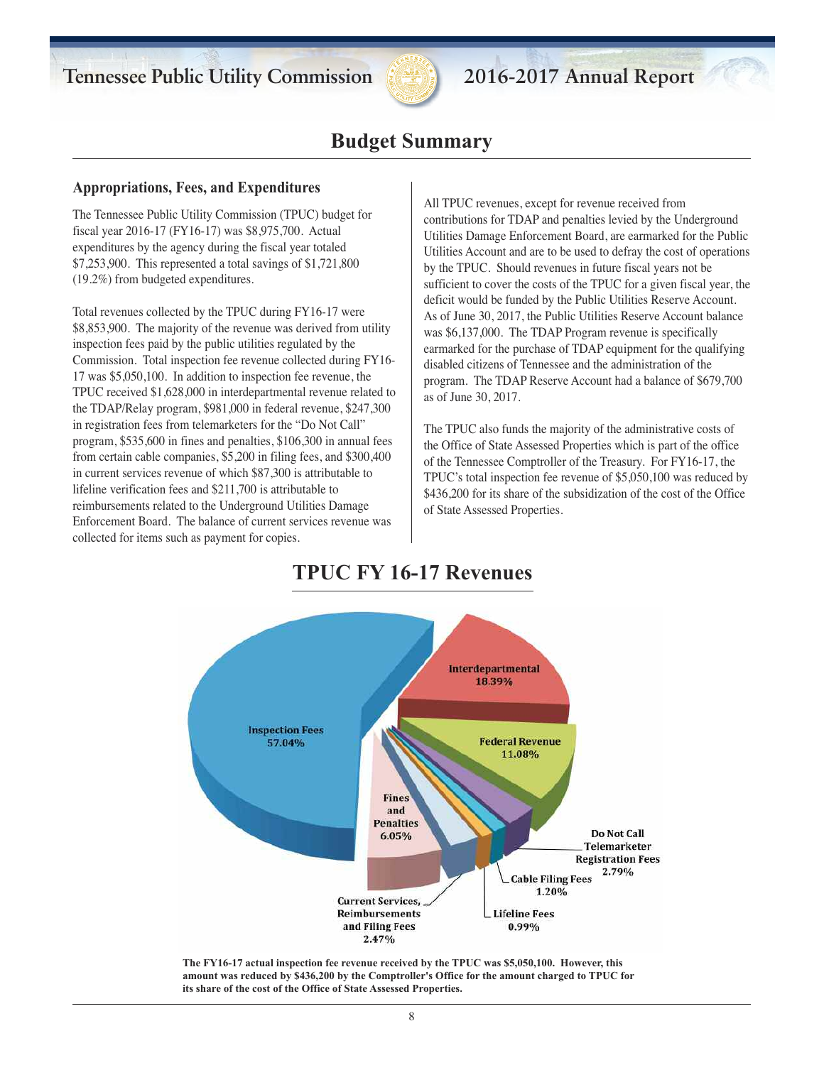## Budget Summary

### Appropriations, Fees, and Expenditures

The Tennessee Public Utility Commission (TPUC) budget for fiscal year 2016-17 (FY16-17) was $8,975,700. Actual expenditures by the agency during the fiscal year totaled $7,253,900. This represented a total savings of $1,721,800 (19.2%) from budgeted expenditures.

Total revenues collected by the TPUC during FY16-17 were $8,853,900. The majority of the revenue was derived from utility inspection fees paid by the public utilities regulated by the Commission. Total inspection fee revenue collected during FY16-17 was $5,050,100. In addition to inspection fee revenue, the TPUC received $1,628,000 in interdepartmental revenue related to the TDAP/Relay program, $981,000 in federal revenue, $247,300 in registration fees from telemarketers for the "Do Not Call" program, $535,600 in fines and penalties, $106,300 in annual fees from certain cable companies, $5,200 in filing fees, and $300,400 in current services revenue of which $87,300 is attributable to lifeline verification fees and $211,700 is attributable to reimbursements related to the Underground Utilities Damage Enforcement Board. The balance of current services revenue was collected for items such as payment for copies.

All TPUC revenues, except for revenue received from contributions for TDAP and penalties levied by the Underground Utilities Damage Enforcement Board, are earmarked for the Public Utilities Account and are to be used to defray the cost of operations by the TPUC. Should revenues in future fiscal years not be sufficient to cover the costs of the TPUC for a given fiscal year, the deficit would be funded by the Public Utilities Reserve Account. As of June 30, 2017, the Public Utilities Reserve Account balance was $6,137,000. The TDAP Program revenue is specifically earmarked for the purchase of TDAP equipment for the qualifying disabled citizens of Tennessee and the administration of the program. The TDAP Reserve Account had a balance of $679,700 as of June 30, 2017.

The TPUC also funds the majority of the administrative costs of the Office of State Assessed Properties which is part of the office of the Tennessee Comptroller of the Treasury. For FY16-17, the TPUC's total inspection fee revenue of $5,050,100 was reduced by $436,200 for its share of the subsidization of the cost of the Office of State Assessed Properties.

## TPUC FY 16-17 Revenues

| Revenue Source | Percentage |
|---|---|
| Inspection Fees | 57.04% |
| Interdepartmental | 18.39% |
| Federal Revenue | 11.08% |
| Fines and Penalties | 6.05% |
| Do Not Call Telemarketer Registration Fees | 2.79% |
| Current Services, Reimbursements and Filing Fees | 2.47% |
| Cable Filing Fees | 1.20% |
| Lifeline Fees | 0.99% |

**The FY16-17 actual inspection fee revenue received by the TPUC was $5,050,100. However, this amount was reduced by $436,200 by the Comptroller's Office for the amount charged to TPUC for its share of the cost of the Office of State Assessed Properties.**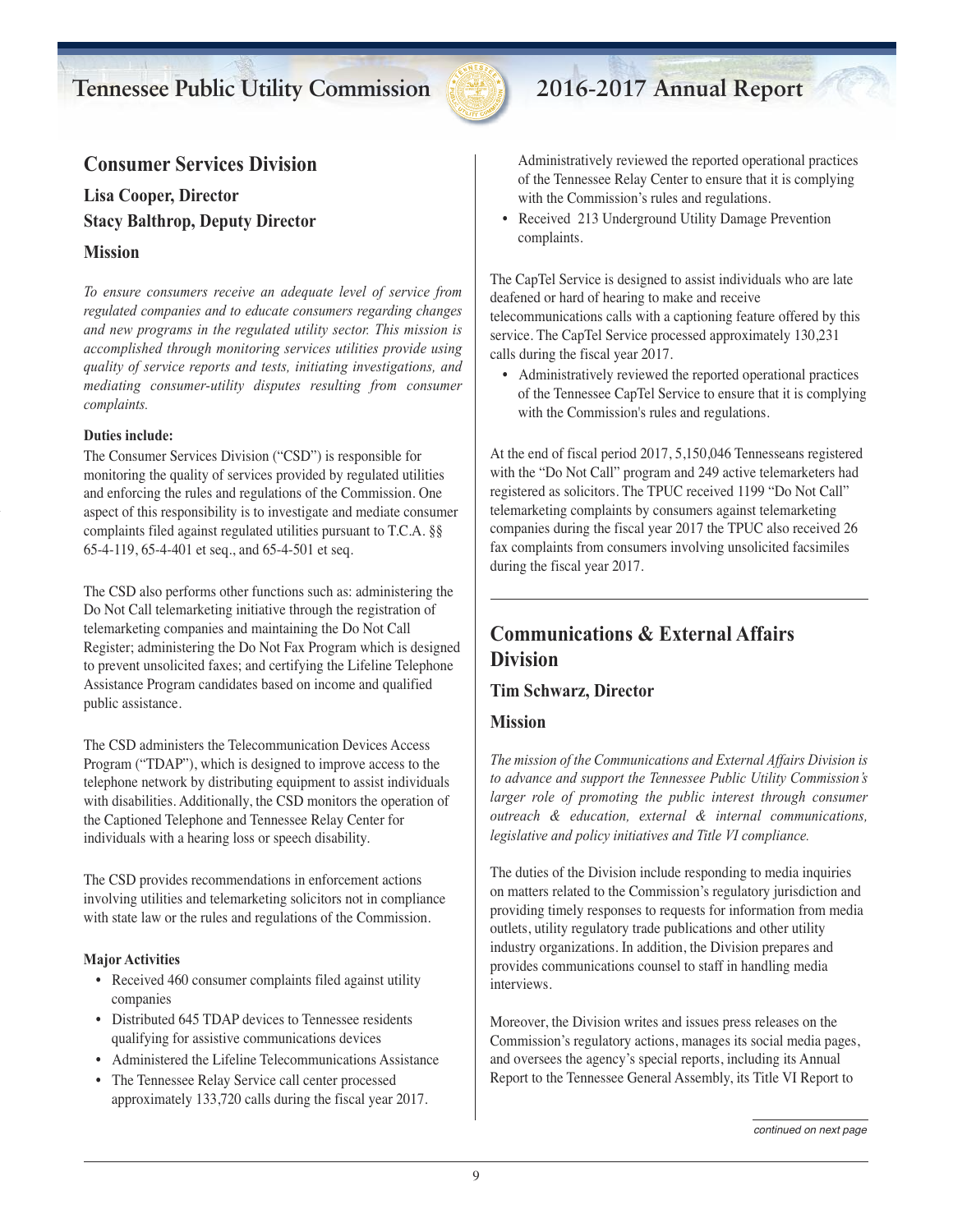## Consumer Services Division

### Lisa Cooper, Director

### Stacy Balthrop, Deputy Director

### Mission

*To ensure consumers receive an adequate level of service from regulated companies and to educate consumers regarding changes and new programs in the regulated utility sector. This mission is accomplished through monitoring services utilities provide using quality of service reports and tests, initiating investigations, and mediating consumer-utility disputes resulting from consumer complaints.*

**Duties include:**

The Consumer Services Division ("CSD") is responsible for monitoring the quality of services provided by regulated utilities and enforcing the rules and regulations of the Commission. One aspect of this responsibility is to investigate and mediate consumer complaints filed against regulated utilities pursuant to T.C.A. §§ 65-4-119, 65-4-401 et seq., and 65-4-501 et seq.

The CSD also performs other functions such as: administering the Do Not Call telemarketing initiative through the registration of telemarketing companies and maintaining the Do Not Call Register; administering the Do Not Fax Program which is designed to prevent unsolicited faxes; and certifying the Lifeline Telephone Assistance Program candidates based on income and qualified public assistance.

The CSD administers the Telecommunication Devices Access Program ("TDAP"), which is designed to improve access to the telephone network by distributing equipment to assist individuals with disabilities. Additionally, the CSD monitors the operation of the Captioned Telephone and Tennessee Relay Center for individuals with a hearing loss or speech disability.

The CSD provides recommendations in enforcement actions involving utilities and telemarketing solicitors not in compliance with state law or the rules and regulations of the Commission.

**Major Activities**

- Received 460 consumer complaints filed against utility companies
- Distributed 645 TDAP devices to Tennessee residents qualifying for assistive communications devices
- Administered the Lifeline Telecommunications Assistance
- The Tennessee Relay Service call center processed approximately 133,720 calls during the fiscal year 2017. Administratively reviewed the reported operational practices of the Tennessee Relay Center to ensure that it is complying with the Commission's rules and regulations.
- Received 213 Underground Utility Damage Prevention complaints.

The CapTel Service is designed to assist individuals who are late deafened or hard of hearing to make and receive telecommunications calls with a captioning feature offered by this service. The CapTel Service processed approximately 130,231 calls during the fiscal year 2017.

- Administratively reviewed the reported operational practices of the Tennessee CapTel Service to ensure that it is complying with the Commission's rules and regulations.

At the end of fiscal period 2017, 5,150,046 Tennesseans registered with the "Do Not Call" program and 249 active telemarketers had registered as solicitors. The TPUC received 1199 "Do Not Call" telemarketing complaints by consumers against telemarketing companies during the fiscal year 2017 the TPUC also received 26 fax complaints from consumers involving unsolicited facsimiles during the fiscal year 2017.

## Communications & External Affairs Division

### Tim Schwarz, Director

### Mission

*The mission of the Communications and External Affairs Division is to advance and support the Tennessee Public Utility Commission's larger role of promoting the public interest through consumer outreach & education, external & internal communications, legislative and policy initiatives and Title VI compliance.*

The duties of the Division include responding to media inquiries on matters related to the Commission's regulatory jurisdiction and providing timely responses to requests for information from media outlets, utility regulatory trade publications and other utility industry organizations. In addition, the Division prepares and provides communications counsel to staff in handling media interviews.

Moreover, the Division writes and issues press releases on the Commission's regulatory actions, manages its social media pages, and oversees the agency's special reports, including its Annual Report to the Tennessee General Assembly, its Title VI Report to

*continued on next page*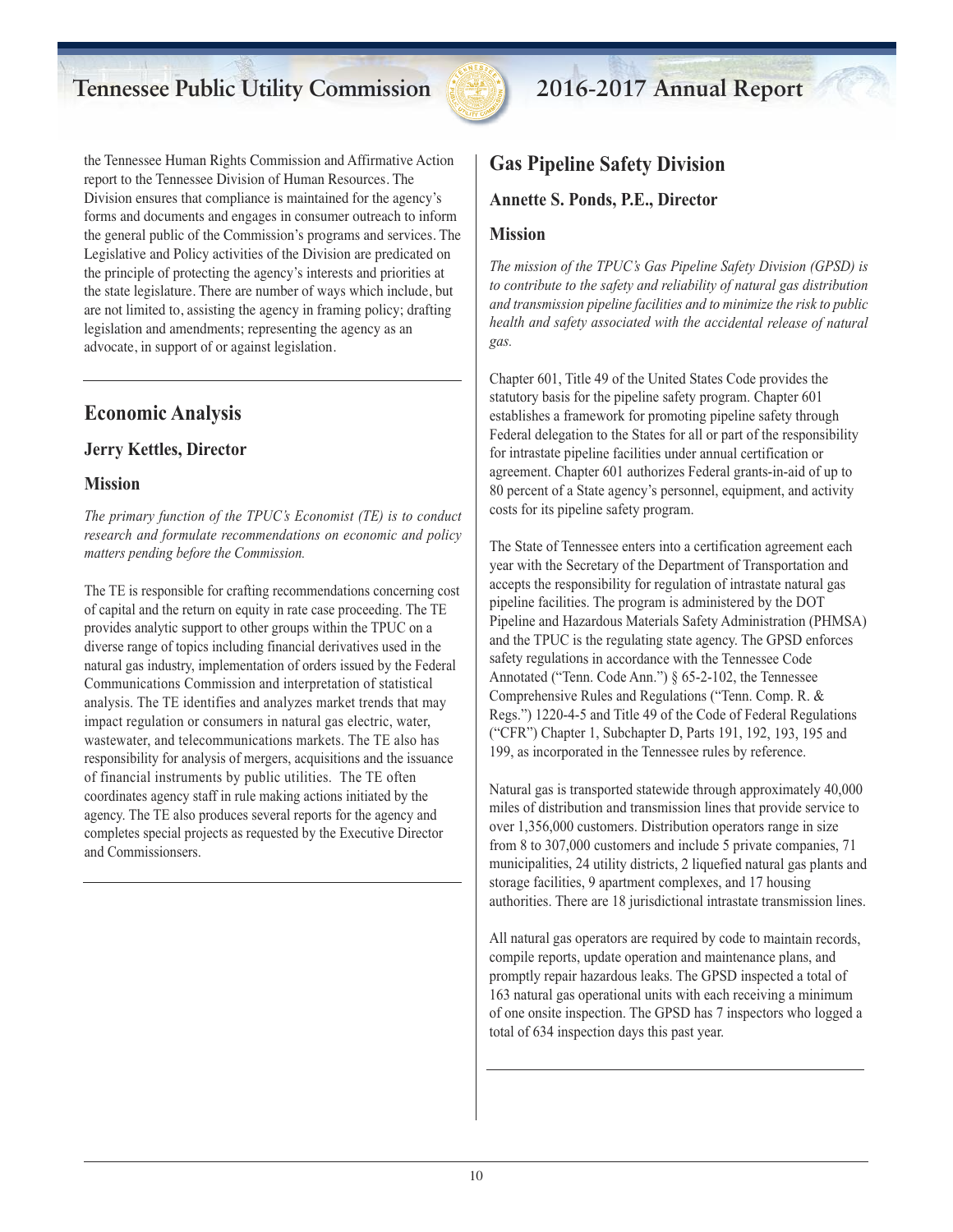the Tennessee Human Rights Commission and Affirmative Action report to the Tennessee Division of Human Resources. The Division ensures that compliance is maintained for the agency's forms and documents and engages in consumer outreach to inform the general public of the Commission's programs and services. The Legislative and Policy activities of the Division are predicated on the principle of protecting the agency's interests and priorities at the state legislature. There are number of ways which include, but are not limited to, assisting the agency in framing policy; drafting legislation and amendments; representing the agency as an advocate, in support of or against legislation.

## Economic Analysis

### Jerry Kettles, Director

### Mission

*The primary function of the TPUC's Economist (TE) is to conduct research and formulate recommendations on economic and policy matters pending before the Commission.*

The TE is responsible for crafting recommendations concerning cost of capital and the return on equity in rate case proceeding. The TE provides analytic support to other groups within the TPUC on a diverse range of topics including financial derivatives used in the natural gas industry, implementation of orders issued by the Federal Communications Commission and interpretation of statistical analysis. The TE identifies and analyzes market trends that may impact regulation or consumers in natural gas electric, water, wastewater, and telecommunications markets. The TE also has responsibility for analysis of mergers, acquisitions and the issuance of financial instruments by public utilities. The TE often coordinates agency staff in rule making actions initiated by the agency. The TE also produces several reports for the agency and completes special projects as requested by the Executive Director and Commissionsers.

## Gas Pipeline Safety Division

### Annette S. Ponds, P.E., Director

### Mission

*The mission of the TPUC's Gas Pipeline Safety Division (GPSD) is to contribute to the safety and reliability of natural gas distribution and transmission pipeline facilities and to minimize the risk to public health and safety associated with the accidental release of natural gas.*

Chapter 601, Title 49 of the United States Code provides the statutory basis for the pipeline safety program. Chapter 601 establishes a framework for promoting pipeline safety through Federal delegation to the States for all or part of the responsibility for intrastate pipeline facilities under annual certification or agreement. Chapter 601 authorizes Federal grants-in-aid of up to 80 percent of a State agency's personnel, equipment, and activity costs for its pipeline safety program.

The State of Tennessee enters into a certification agreement each year with the Secretary of the Department of Transportation and accepts the responsibility for regulation of intrastate natural gas pipeline facilities. The program is administered by the DOT Pipeline and Hazardous Materials Safety Administration (PHMSA) and the TPUC is the regulating state agency. The GPSD enforces safety regulations in accordance with the Tennessee Code Annotated ("Tenn. Code Ann.") § 65-2-102, the Tennessee Comprehensive Rules and Regulations ("Tenn. Comp. R. & Regs.") 1220-4-5 and Title 49 of the Code of Federal Regulations ("CFR") Chapter 1, Subchapter D, Parts 191, 192, 193, 195 and 199, as incorporated in the Tennessee rules by reference.

Natural gas is transported statewide through approximately 40,000 miles of distribution and transmission lines that provide service to over 1,356,000 customers. Distribution operators range in size from 8 to 307,000 customers and include 5 private companies, 71 municipalities, 24 utility districts, 2 liquefied natural gas plants and storage facilities, 9 apartment complexes, and 17 housing authorities. There are 18 jurisdictional intrastate transmission lines.

All natural gas operators are required by code to maintain records, compile reports, update operation and maintenance plans, and promptly repair hazardous leaks. The GPSD inspected a total of 163 natural gas operational units with each receiving a minimum of one onsite inspection. The GPSD has 7 inspectors who logged a total of 634 inspection days this past year.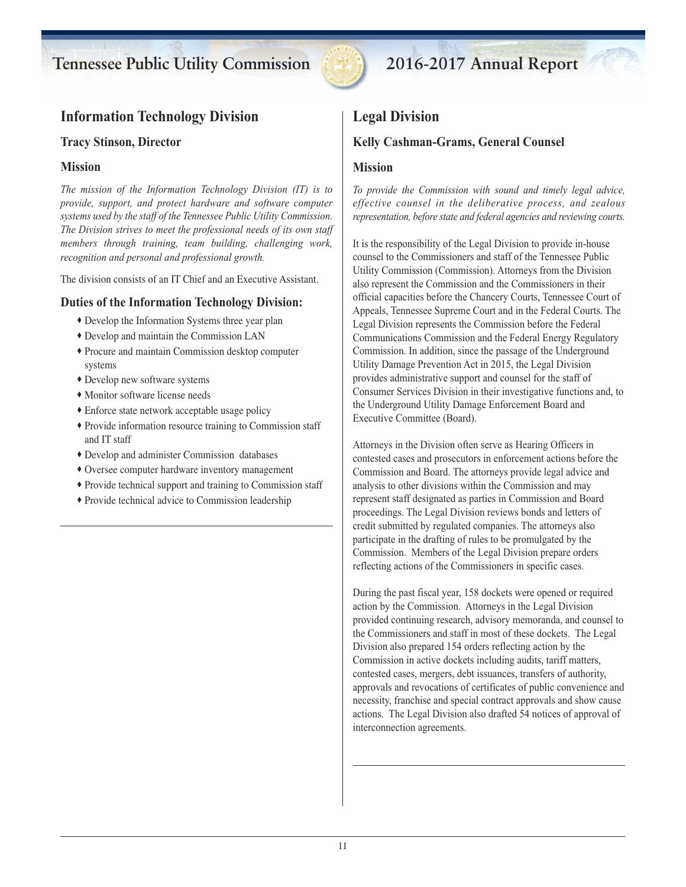## Information Technology Division

### Tracy Stinson, Director

### Mission

*The mission of the Information Technology Division (IT) is to provide, support, and protect hardware and software computer systems used by the staff of the Tennessee Public Utility Commission. The Division strives to meet the professional needs of its own staff members through training, team building, challenging work, recognition and personal and professional growth.*

The division consists of an IT Chief and an Executive Assistant.

### Duties of the Information Technology Division:

- Develop the Information Systems three year plan
- Develop and maintain the Commission LAN
- Procure and maintain Commission desktop computer systems
- Develop new software systems
- Monitor software license needs
- Enforce state network acceptable usage policy
- Provide information resource training to Commission staff and IT staff
- Develop and administer Commission databases
- Oversee computer hardware inventory management
- Provide technical support and training to Commission staff
- Provide technical advice to Commission leadership

## Legal Division

### Kelly Cashman-Grams, General Counsel

### Mission

*To provide the Commission with sound and timely legal advice, effective counsel in the deliberative process, and zealous representation, before state and federal agencies and reviewing courts.*

It is the responsibility of the Legal Division to provide in-house counsel to the Commissioners and staff of the Tennessee Public Utility Commission (Commission). Attorneys from the Division also represent the Commission and the Commissioners in their official capacities before the Chancery Courts, Tennessee Court of Appeals, Tennessee Supreme Court and in the Federal Courts. The Legal Division represents the Commission before the Federal Communications Commission and the Federal Energy Regulatory Commission. In addition, since the passage of the Underground Utility Damage Prevention Act in 2015, the Legal Division provides administrative support and counsel for the staff of Consumer Services Division in their investigative functions and, to the Underground Utility Damage Enforcement Board and Executive Committee (Board).

Attorneys in the Division often serve as Hearing Officers in contested cases and prosecutors in enforcement actions before the Commission and Board. The attorneys provide legal advice and analysis to other divisions within the Commission and may represent staff designated as parties in Commission and Board proceedings. The Legal Division reviews bonds and letters of credit submitted by regulated companies. The attorneys also participate in the drafting of rules to be promulgated by the Commission. Members of the Legal Division prepare orders reflecting actions of the Commissioners in specific cases.

During the past fiscal year, 158 dockets were opened or required action by the Commission. Attorneys in the Legal Division provided continuing research, advisory memoranda, and counsel to the Commissioners and staff in most of these dockets. The Legal Division also prepared 154 orders reflecting action by the Commission in active dockets including audits, tariff matters, contested cases, mergers, debt issuances, transfers of authority, approvals and revocations of certificates of public convenience and necessity, franchise and special contract approvals and show cause actions. The Legal Division also drafted 54 notices of approval of interconnection agreements.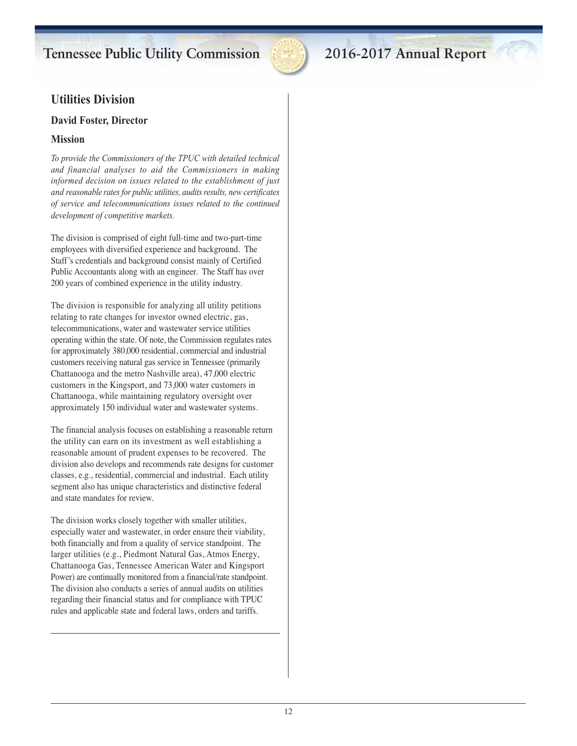## Utilities Division

### David Foster, Director

### Mission

*To provide the Commissioners of the TPUC with detailed technical and financial analyses to aid the Commissioners in making informed decision on issues related to the establishment of just and reasonable rates for public utilities, audits results, new certificates of service and telecommunications issues related to the continued development of competitive markets.*

The division is comprised of eight full-time and two-part-time employees with diversified experience and background. The Staff's credentials and background consist mainly of Certified Public Accountants along with an engineer. The Staff has over 200 years of combined experience in the utility industry.

The division is responsible for analyzing all utility petitions relating to rate changes for investor owned electric, gas, telecommunications, water and wastewater service utilities operating within the state. Of note, the Commission regulates rates for approximately 380,000 residential, commercial and industrial customers receiving natural gas service in Tennessee (primarily Chattanooga and the metro Nashville area), 47,000 electric customers in the Kingsport, and 73,000 water customers in Chattanooga, while maintaining regulatory oversight over approximately 150 individual water and wastewater systems.

The financial analysis focuses on establishing a reasonable return the utility can earn on its investment as well establishing a reasonable amount of prudent expenses to be recovered. The division also develops and recommends rate designs for customer classes, e.g., residential, commercial and industrial. Each utility segment also has unique characteristics and distinctive federal and state mandates for review.

The division works closely together with smaller utilities, especially water and wastewater, in order ensure their viability, both financially and from a quality of service standpoint. The larger utilities (e.g., Piedmont Natural Gas, Atmos Energy, Chattanooga Gas, Tennessee American Water and Kingsport Power) are continually monitored from a financial/rate standpoint. The division also conducts a series of annual audits on utilities regarding their financial status and for compliance with TPUC rules and applicable state and federal laws, orders and tariffs.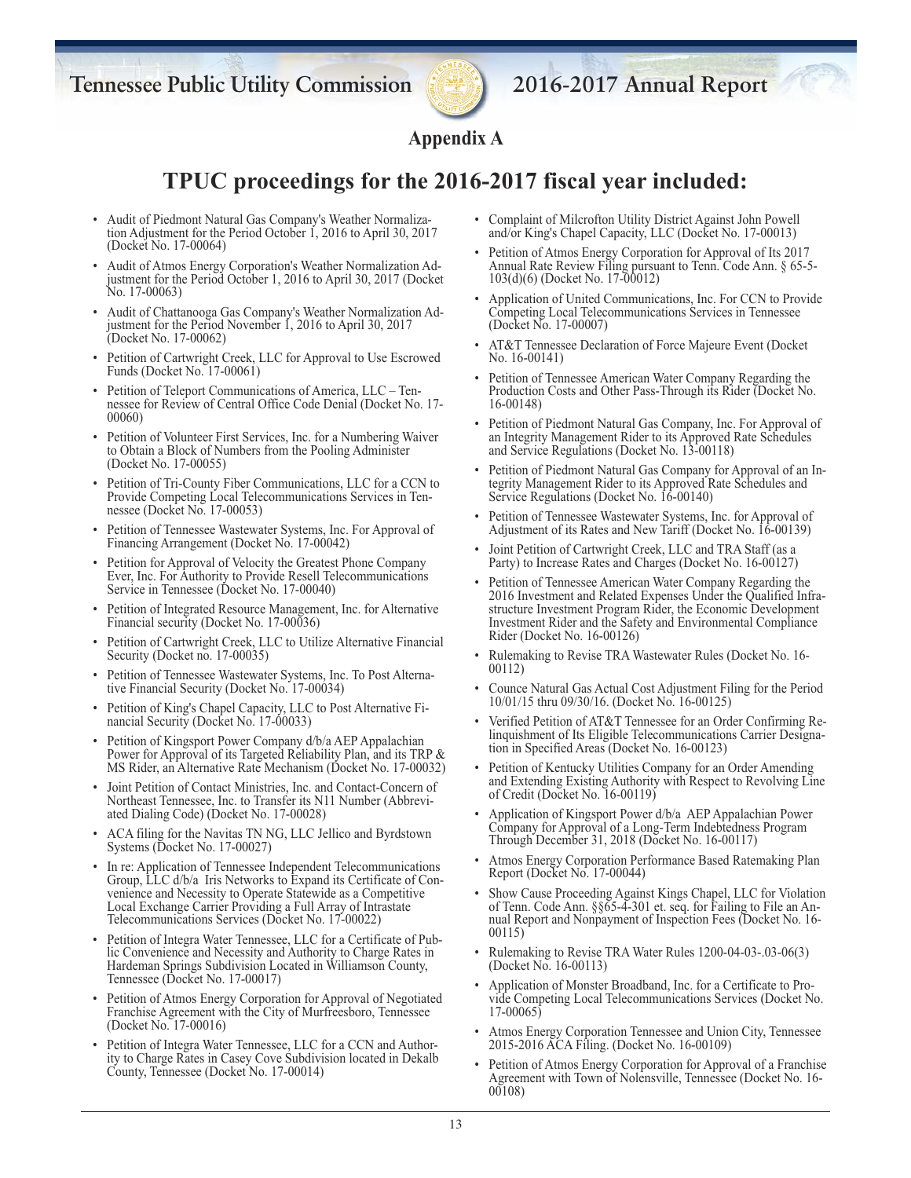## Appendix A

# TPUC proceedings for the 2016-2017 fiscal year included:

- Audit of Piedmont Natural Gas Company's Weather Normalization Adjustment for the Period October 1, 2016 to April 30, 2017 (Docket No. 17-00064)
- Audit of Atmos Energy Corporation's Weather Normalization Adjustment for the Period October 1, 2016 to April 30, 2017 (Docket No. 17-00063)
- Audit of Chattanooga Gas Company's Weather Normalization Adjustment for the Period November 1, 2016 to April 30, 2017 (Docket No. 17-00062)
- Petition of Cartwright Creek, LLC for Approval to Use Escrowed Funds (Docket No. 17-00061)
- Petition of Teleport Communications of America, LLC – Tennessee for Review of Central Office Code Denial (Docket No. 17-00060)
- Petition of Volunteer First Services, Inc. for a Numbering Waiver to Obtain a Block of Numbers from the Pooling Administer (Docket No. 17-00055)
- Petition of Tri-County Fiber Communications, LLC for a CCN to Provide Competing Local Telecommunications Services in Tennessee (Docket No. 17-00053)
- Petition of Tennessee Wastewater Systems, Inc. For Approval of Financing Arrangement (Docket No. 17-00042)
- Petition for Approval of Velocity the Greatest Phone Company Ever, Inc. For Authority to Provide Resell Telecommunications Service in Tennessee (Docket No. 17-00040)
- Petition of Integrated Resource Management, Inc. for Alternative Financial security (Docket No. 17-00036)
- Petition of Cartwright Creek, LLC to Utilize Alternative Financial Security (Docket no. 17-00035)
- Petition of Tennessee Wastewater Systems, Inc. To Post Alternative Financial Security (Docket No. 17-00034)
- Petition of King's Chapel Capacity, LLC to Post Alternative Financial Security (Docket No. 17-00033)
- Petition of Kingsport Power Company d/b/a AEP Appalachian Power for Approval of its Targeted Reliability Plan, and its TRP & MS Rider, an Alternative Rate Mechanism (Docket No. 17-00032)
- Joint Petition of Contact Ministries, Inc. and Contact-Concern of Northeast Tennessee, Inc. to Transfer its N11 Number (Abbreviated Dialing Code) (Docket No. 17-00028)
- ACA filing for the Navitas TN NG, LLC Jellico and Byrdstown Systems (Docket No. 17-00027)
- In re: Application of Tennessee Independent Telecommunications Group, LLC d/b/a Iris Networks to Expand its Certificate of Convenience and Necessity to Operate Statewide as a Competitive Local Exchange Carrier Providing a Full Array of Intrastate Telecommunications Services (Docket No. 17-00022)
- Petition of Integra Water Tennessee, LLC for a Certificate of Public Convenience and Necessity and Authority to Charge Rates in Hardeman Springs Subdivision Located in Williamson County, Tennessee (Docket No. 17-00017)
- Petition of Atmos Energy Corporation for Approval of Negotiated Franchise Agreement with the City of Murfreesboro, Tennessee (Docket No. 17-00016)
- Petition of Integra Water Tennessee, LLC for a CCN and Authority to Charge Rates in Casey Cove Subdivision located in Dekalb County, Tennessee (Docket No. 17-00014)
- Complaint of Milcrofton Utility District Against John Powell and/or King's Chapel Capacity, LLC (Docket No. 17-00013)
- Petition of Atmos Energy Corporation for Approval of Its 2017 Annual Rate Review Filing pursuant to Tenn. Code Ann. § 65-5-103(d)(6) (Docket No. 17-00012)
- Application of United Communications, Inc. For CCN to Provide Competing Local Telecommunications Services in Tennessee (Docket No. 17-00007)
- AT&T Tennessee Declaration of Force Majeure Event (Docket No. 16-00141)
- Petition of Tennessee American Water Company Regarding the Production Costs and Other Pass-Through its Rider (Docket No. 16-00148)
- Petition of Piedmont Natural Gas Company, Inc. For Approval of an Integrity Management Rider to its Approved Rate Schedules and Service Regulations (Docket No. 13-00118)
- Petition of Piedmont Natural Gas Company for Approval of an Integrity Management Rider to its Approved Rate Schedules and Service Regulations (Docket No. 16-00140)
- Petition of Tennessee Wastewater Systems, Inc. for Approval of Adjustment of its Rates and New Tariff (Docket No. 16-00139)
- Joint Petition of Cartwright Creek, LLC and TRA Staff (as a Party) to Increase Rates and Charges (Docket No. 16-00127)
- Petition of Tennessee American Water Company Regarding the 2016 Investment and Related Expenses Under the Qualified Infrastructure Investment Program Rider, the Economic Development Investment Rider and the Safety and Environmental Compliance Rider (Docket No. 16-00126)
- Rulemaking to Revise TRA Wastewater Rules (Docket No. 16-00112)
- Counce Natural Gas Actual Cost Adjustment Filing for the Period 10/01/15 thru 09/30/16. (Docket No. 16-00125)
- Verified Petition of AT&T Tennessee for an Order Confirming Relinquishment of Its Eligible Telecommunications Carrier Designation in Specified Areas (Docket No. 16-00123)
- Petition of Kentucky Utilities Company for an Order Amending and Extending Existing Authority with Respect to Revolving Line of Credit (Docket No. 16-00119)
- Application of Kingsport Power d/b/a AEP Appalachian Power Company for Approval of a Long-Term Indebtedness Program Through December 31, 2018 (Docket No. 16-00117)
- Atmos Energy Corporation Performance Based Ratemaking Plan Report (Docket No. 17-00044)
- Show Cause Proceeding Against Kings Chapel, LLC for Violation of Tenn. Code Ann. §§65-4-301 et. seq. for Failing to File an Annual Report and Nonpayment of Inspection Fees (Docket No. 16-00115)
- Rulemaking to Revise TRA Water Rules 1200-04-03-.03-06(3) (Docket No. 16-00113)
- Application of Monster Broadband, Inc. for a Certificate to Provide Competing Local Telecommunications Services (Docket No. 17-00065)
- Atmos Energy Corporation Tennessee and Union City, Tennessee 2015-2016 ACA Filing. (Docket No. 16-00109)
- Petition of Atmos Energy Corporation for Approval of a Franchise Agreement with Town of Nolensville, Tennessee (Docket No. 16-00108)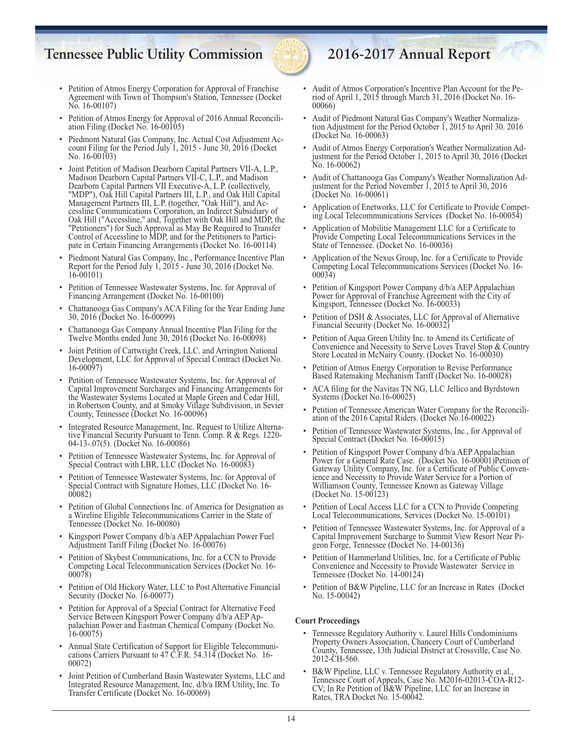- Petition of Atmos Energy Corporation for Approval of Franchise Agreement with Town of Thompson's Station, Tennessee (Docket No. 16-00107)
- Petition of Atmos Energy for Approval of 2016 Annual Reconciliation Filing (Docket No. 16-00105)
- Piedmont Natural Gas Company, Inc. Actual Cost Adjustment Account Filing for the Period July 1, 2015 - June 30, 2016 (Docket No. 16-00103)
- Joint Petition of Madison Dearborn Capital Partners VII-A, L.P., Madison Dearborn Capital Partners VII-C, L.P., and Madison Dearborn Capital Partners VII Executive-A, L.P. (collectively, "MDP"), Oak Hill Capital Partners III, L.P., and Oak Hill Capital Management Partners III, L.P. (together, "Oak Hill"), and Accessline Communications Corporation, an Indirect Subsidiary of Oak Hill ("Accessline," and, Together with Oak Hill and MDP, the "Petitioners") for Such Approval as May Be Required to Transfer Control of Accessline to MDP, and for the Petitioners to Participate in Certain Financing Arrangements (Docket No. 16-00114)
- Piedmont Natural Gas Company, Inc., Performance Incentive Plan Report for the Period July 1, 2015 - June 30, 2016 (Docket No. 16-00101)
- Petition of Tennessee Wastewater Systems, Inc. for Approval of Financing Arrangement (Docket No. 16-00100)
- Chattanooga Gas Company's ACA Filing for the Year Ending June 30, 2016 (Docket No. 16-00099)
- Chattanooga Gas Company Annual Incentive Plan Filing for the Twelve Months ended June 30, 2016 (Docket No. 16-00098)
- Joint Petition of Cartwright Creek, LLC. and Arrington National Development, LLC for Approval of Special Contract (Docket No. 16-00097)
- Petition of Tennessee Wastewater Systems, Inc. for Approval of Capital Improvement Surcharges and Financing Arrangements for the Wastewater Systems Located at Maple Green and Cedar Hill, in Robertson County, and at Smoky Village Subdivision, in Sevier County, Tennessee (Docket No. 16-00096)
- Integrated Resource Management, Inc. Request to Utilize Alternative Financial Security Pursuant to Tenn. Comp. R & Regs. 1220-04-13-.07(5). (Docket No. 16-00086)
- Petition of Tennessee Wastewater Systems, Inc. for Approval of Special Contract with LBR, LLC (Docket No. 16-00083)
- Petition of Tennessee Wastewater Systems, Inc. for Approval of Special Contract with Signature Homes, LLC (Docket No. 16-00082)
- Petition of Global Connections Inc. of America for Designation as a Wireline Eligible Telecommunications Carrier in the State of Tennessee (Docket No. 16-00080)
- Kingsport Power Company d/b/a AEP Appalachian Power Fuel Adjustment Tariff Filing (Docket No. 16-00076)
- Petition of Skybest Communications, Inc. for a CCN to Provide Competing Local Telecommunication Services (Docket No. 16-00078)
- Petition of Old Hickory Water, LLC to Post Alternative Financial Security (Docket No. 16-00077)
- Petition for Approval of a Special Contract for Alternative Feed Service Between Kingsport Power Company d/b/a AEP Appalachian Power and Eastman Chemical Company (Docket No. 16-00075)
- Annual State Certification of Support for Eligible Telecommunications Carriers Pursuant to 47 C.F.R. 54.314 (Docket No. 16-00072)
- Joint Petition of Cumberland Basin Wastewater Systems, LLC and Integrated Resource Management, Inc. d/b/a IRM Utility, Inc. To Transfer Certificate (Docket No. 16-00069)
- Audit of Atmos Corporation's Incentive Plan Account for the Period of April 1, 2015 through March 31, 2016 (Docket No. 16-00066)
- Audit of Piedmont Natural Gas Company's Weather Normalization Adjustment for the Period October 1, 2015 to April 30. 2016 (Docket No. 16-00063)
- Audit of Atmos Energy Corporation's Weather Normalization Adjustment for the Period October 1, 2015 to April 30, 2016 (Docket No. 16-00062)
- Audit of Chattanooga Gas Company's Weather Normalization Adjustment for the Period November 1, 2015 to April 30, 2016 (Docket No. 16-00061)
- Application of Enetworks, LLC for Certificate to Provide Competing Local Telecommunications Services (Docket No. 16-00054)
- Application of Mobilitie Management LLC for a Certificate to Provide Competing Local Telecommunications Services in the State of Tennessee. (Docket No. 16-00036)
- Application of the Nexus Group, Inc. for a Certificate to Provide Competing Local Telecommunications Services (Docket No. 16-00034)
- Petition of Kingsport Power Company d/b/a AEP Appalachian Power for Approval of Franchise Agreement with the City of Kingsport, Tennessee (Docket No. 16-00033)
- Petition of DSH & Associates, LLC for Approval of Alternative Financial Security (Docket No. 16-00032)
- Petition of Aqua Green Utility Inc. to Amend its Certificate of Convenience and Necessity to Serve Loves Travel Stop & Country Store Located in McNairy County. (Docket No. 16-00030)
- Petition of Atmos Energy Corporation to Revise Performance Based Ratemaking Mechanism Tariff (Docket No. 16-00028)
- ACA filing for the Navitas TN NG, LLC Jellico and Byrdstown Systems (Docket No.16-00025)
- Petition of Tennessee American Water Company for the Reconciliation of the 2016 Capital Riders. (Docket No.16-00022)
- Petition of Tennessee Wastewater Systems, Inc., for Approval of Special Contract (Docket No. 16-00015)
- Petition of Kingsport Power Company d/b/a AEP Appalachian Power for a General Rate Case. (Docket No. 16-00001)Petition of Gateway Utility Company, Inc. for a Certificate of Public Convenience and Necessity to Provide Water Service for a Portion of Williamson County, Tennessee Known as Gateway Village (Docket No. 15-00123)
- Petition of Local Access LLC for a CCN to Provide Competing Local Telecommunications, Services (Docket No. 15-00101)
- Petition of Tennessee Wastewater Systems, Inc. for Approval of a Capital Improvement Surcharge to Summit View Resort Near Pigeon Forge, Tennessee (Docket No. 14-00136)
- Petition of Hammerland Utilities, Inc. for a Certificate of Public Convenience and Necessity to Provide Wastewater Service in Tennessee (Docket No. 14-00124)
- Petition of B&W Pipeline, LLC for an Increase in Rates (Docket No. 15-00042)

**Court Proceedings**

- Tennessee Regulatory Authority v. Laurel Hills Condominiums Property Owners Association, Chancery Court of Cumberland County, Tennessee, 13th Judicial District at Crossville, Case No. 2012-CH-560.
- B&W Pipeline, LLC v. Tennessee Regulatory Authority et al., Tennessee Court of Appeals, Case No. M2016-02013-COA-R12-CV; In Re Petition of B&W Pipeline, LLC for an Increase in Rates, TRA Docket No. 15-00042.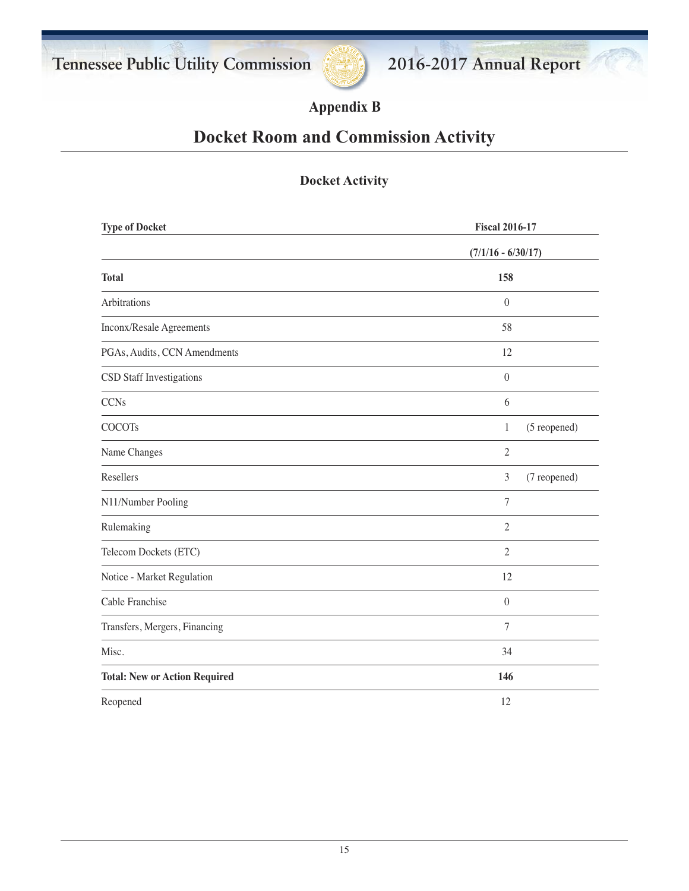# Appendix B

## Docket Room and Commission Activity

### Docket Activity

| Type of Docket | Fiscal 2016-17 | |
|---|---|---|
| | (7/1/16 - 6/30/17) | |
| **Total** | **158** | |
| Arbitrations | 0 | |
| Inconx/Resale Agreements | 58 | |
| PGAs, Audits, CCN Amendments | 12 | |
| CSD Staff Investigations | 0 | |
| CCNs | 6 | |
| COCOTs | 1 | (5 reopened) |
| Name Changes | 2 | |
| Resellers | 3 | (7 reopened) |
| N11/Number Pooling | 7 | |
| Rulemaking | 2 | |
| Telecom Dockets (ETC) | 2 | |
| Notice - Market Regulation | 12 | |
| Cable Franchise | 0 | |
| Transfers, Mergers, Financing | 7 | |
| Misc. | 34 | |
| **Total: New or Action Required** | **146** | |
| Reopened | 12 | |